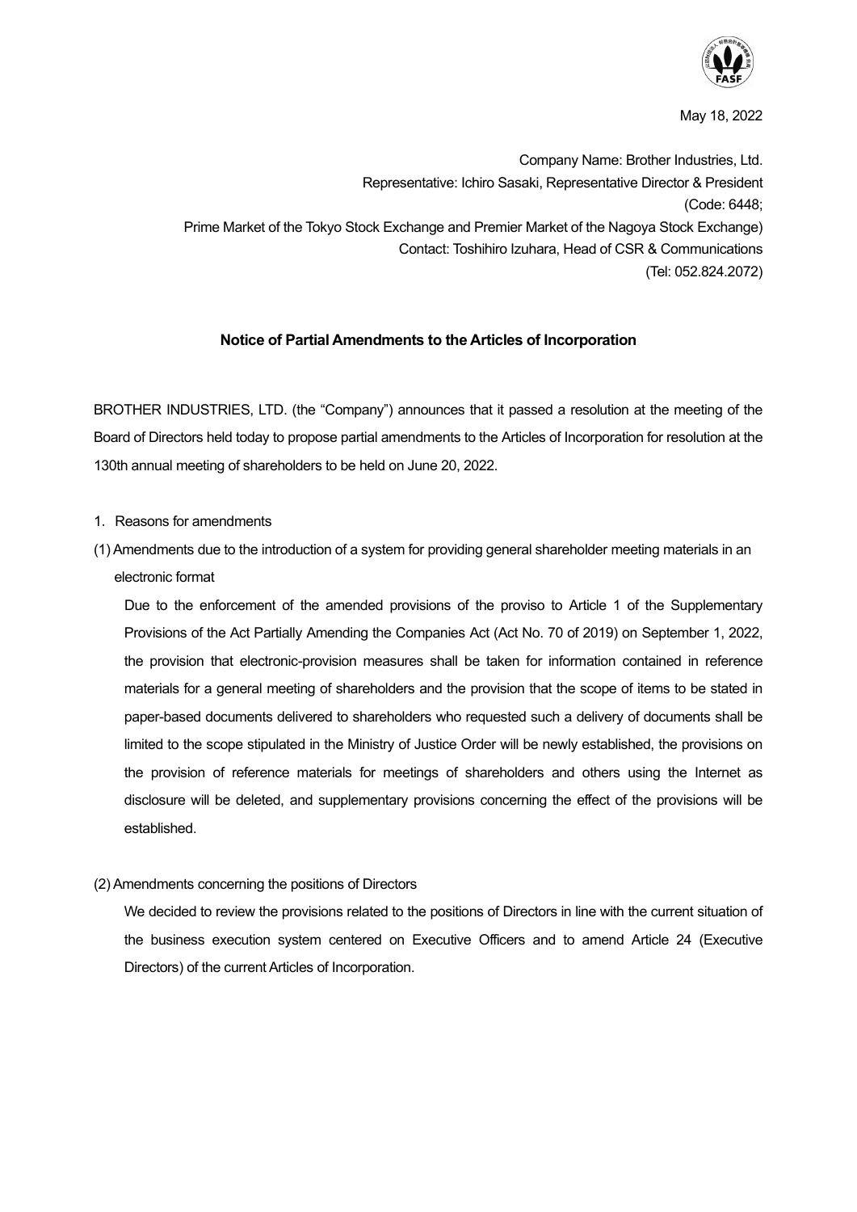May 18, 2022

Company Name: Brother Industries, Ltd.
Representative: Ichiro Sasaki, Representative Director & President
(Code: 6448;
Prime Market of the Tokyo Stock Exchange and Premier Market of the Nagoya Stock Exchange)
Contact: Toshihiro Izuhara, Head of CSR & Communications
(Tel: 052.824.2072)

**Notice of Partial Amendments to the Articles of Incorporation**

BROTHER INDUSTRIES, LTD. (the "Company") announces that it passed a resolution at the meeting of the Board of Directors held today to propose partial amendments to the Articles of Incorporation for resolution at the 130th annual meeting of shareholders to be held on June 20, 2022.

1. Reasons for amendments

(1) Amendments due to the introduction of a system for providing general shareholder meeting materials in an electronic format

Due to the enforcement of the amended provisions of the proviso to Article 1 of the Supplementary Provisions of the Act Partially Amending the Companies Act (Act No. 70 of 2019) on September 1, 2022, the provision that electronic-provision measures shall be taken for information contained in reference materials for a general meeting of shareholders and the provision that the scope of items to be stated in paper-based documents delivered to shareholders who requested such a delivery of documents shall be limited to the scope stipulated in the Ministry of Justice Order will be newly established, the provisions on the provision of reference materials for meetings of shareholders and others using the Internet as disclosure will be deleted, and supplementary provisions concerning the effect of the provisions will be established.

(2) Amendments concerning the positions of Directors

We decided to review the provisions related to the positions of Directors in line with the current situation of the business execution system centered on Executive Officers and to amend Article 24 (Executive Directors) of the current Articles of Incorporation.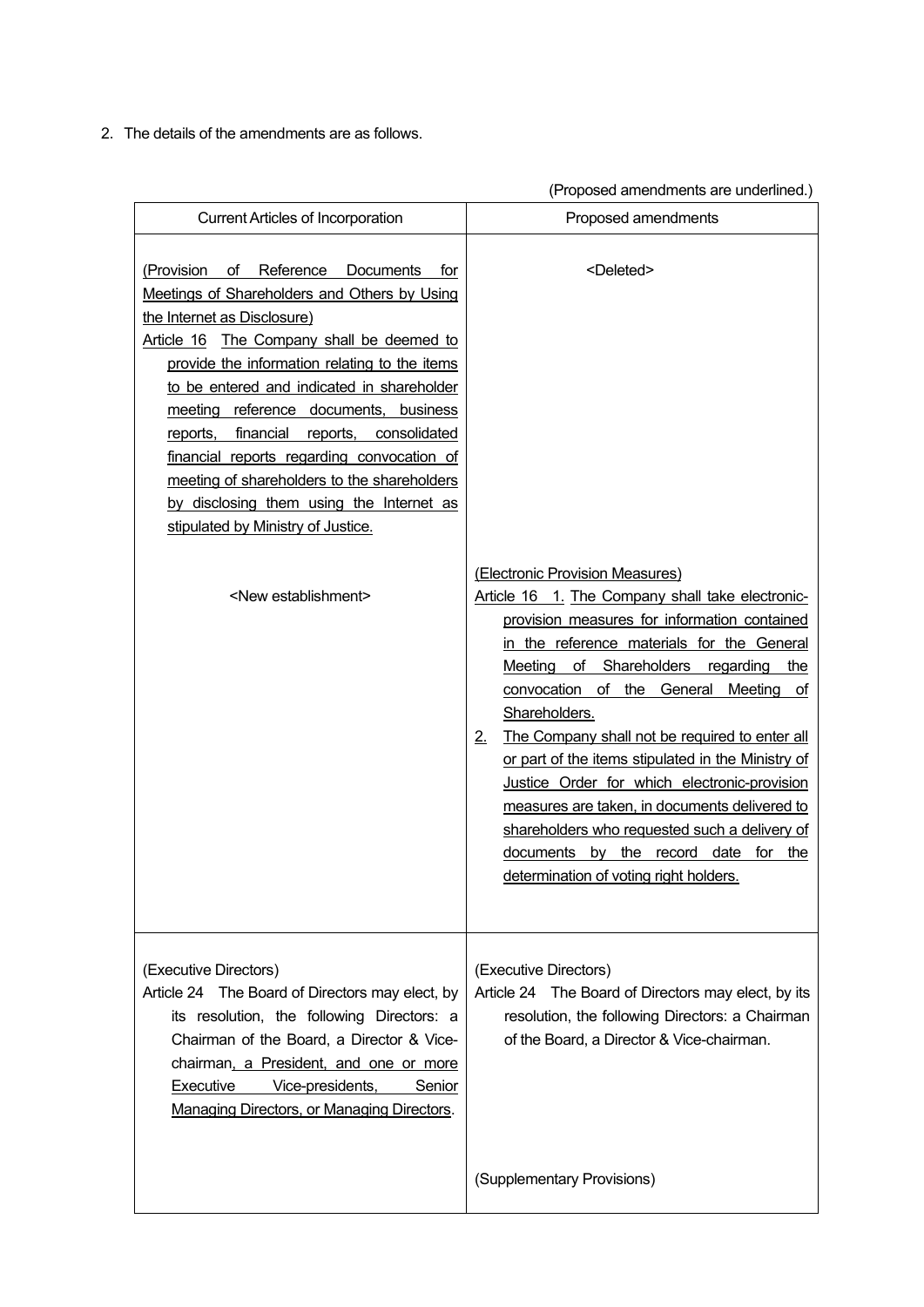2. The details of the amendments are as follows.

(Proposed amendments are underlined.)

| Current Articles of Incorporation | Proposed amendments |
|---|---|
| (Provision of Reference Documents for Meetings of Shareholders and Others by Using the Internet as Disclosure)<br>Article 16 The Company shall be deemed to provide the information relating to the items to be entered and indicated in shareholder meeting reference documents, business reports, financial reports, consolidated financial reports regarding convocation of meeting of shareholders to the shareholders by disclosing them using the Internet as stipulated by Ministry of Justice. | <Deleted> |
| <New establishment> | (Electronic Provision Measures)<br>Article 16 1. The Company shall take electronic-provision measures for information contained in the reference materials for the General Meeting of Shareholders regarding the convocation of the General Meeting of Shareholders.<br>2. The Company shall not be required to enter all or part of the items stipulated in the Ministry of Justice Order for which electronic-provision measures are taken, in documents delivered to shareholders who requested such a delivery of documents by the record date for the determination of voting right holders. |
| (Executive Directors)<br>Article 24 The Board of Directors may elect, by its resolution, the following Directors: a Chairman of the Board, a Director & Vice-chairman, a President, and one or more Executive Vice-presidents, Senior Managing Directors, or Managing Directors. | (Executive Directors)<br>Article 24 The Board of Directors may elect, by its resolution, the following Directors: a Chairman of the Board, a Director & Vice-chairman. |
| | (Supplementary Provisions) |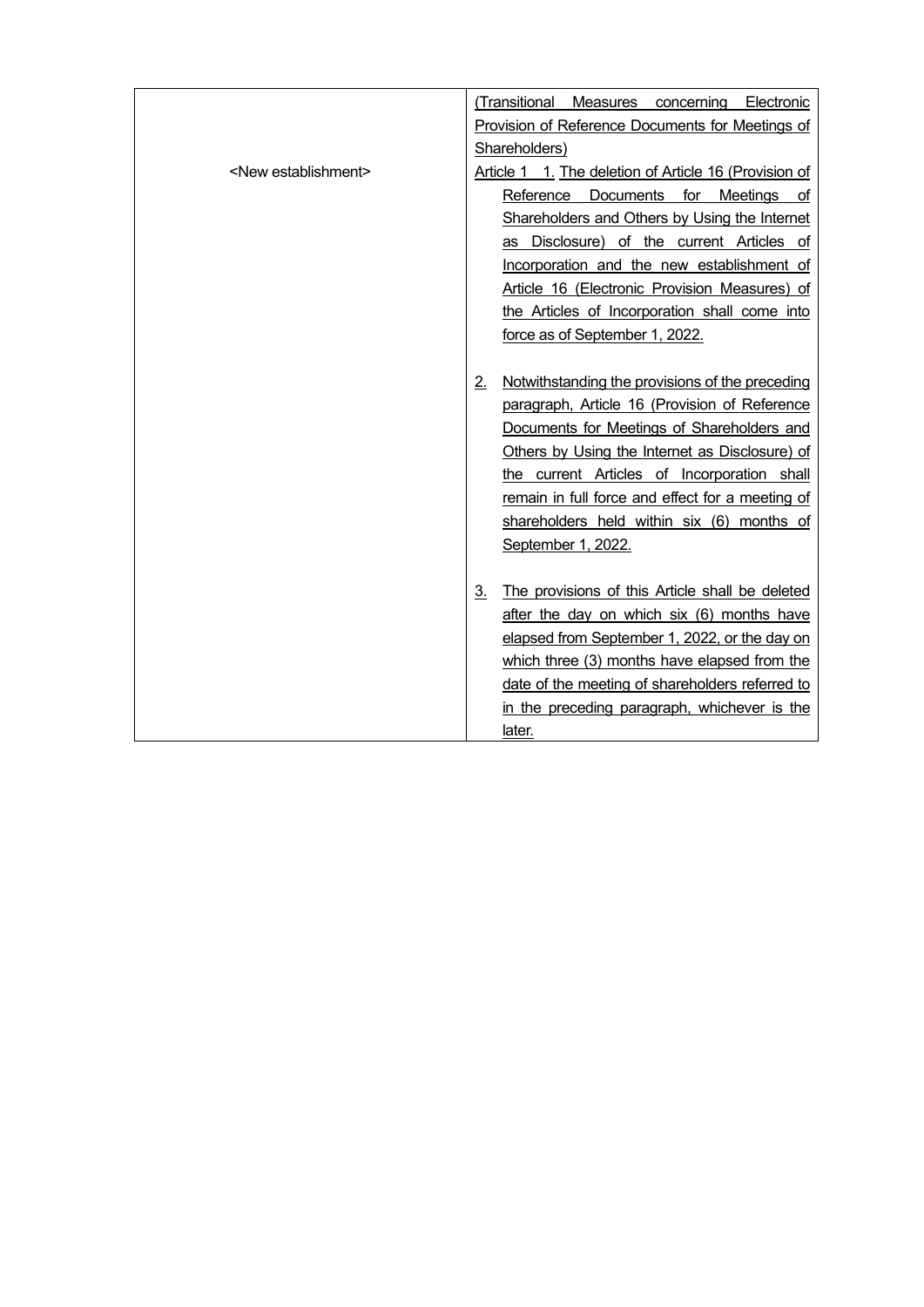| | |
|---|---|
| <New establishment> | (Transitional Measures concerning Electronic Provision of Reference Documents for Meetings of Shareholders)<br>Article 1 1. The deletion of Article 16 (Provision of Reference Documents for Meetings of Shareholders and Others by Using the Internet as Disclosure) of the current Articles of Incorporation and the new establishment of Article 16 (Electronic Provision Measures) of the Articles of Incorporation shall come into force as of September 1, 2022.<br><br>2. Notwithstanding the provisions of the preceding paragraph, Article 16 (Provision of Reference Documents for Meetings of Shareholders and Others by Using the Internet as Disclosure) of the current Articles of Incorporation shall remain in full force and effect for a meeting of shareholders held within six (6) months of September 1, 2022.<br><br>3. The provisions of this Article shall be deleted after the day on which six (6) months have elapsed from September 1, 2022, or the day on which three (3) months have elapsed from the date of the meeting of shareholders referred to in the preceding paragraph, whichever is the later. |